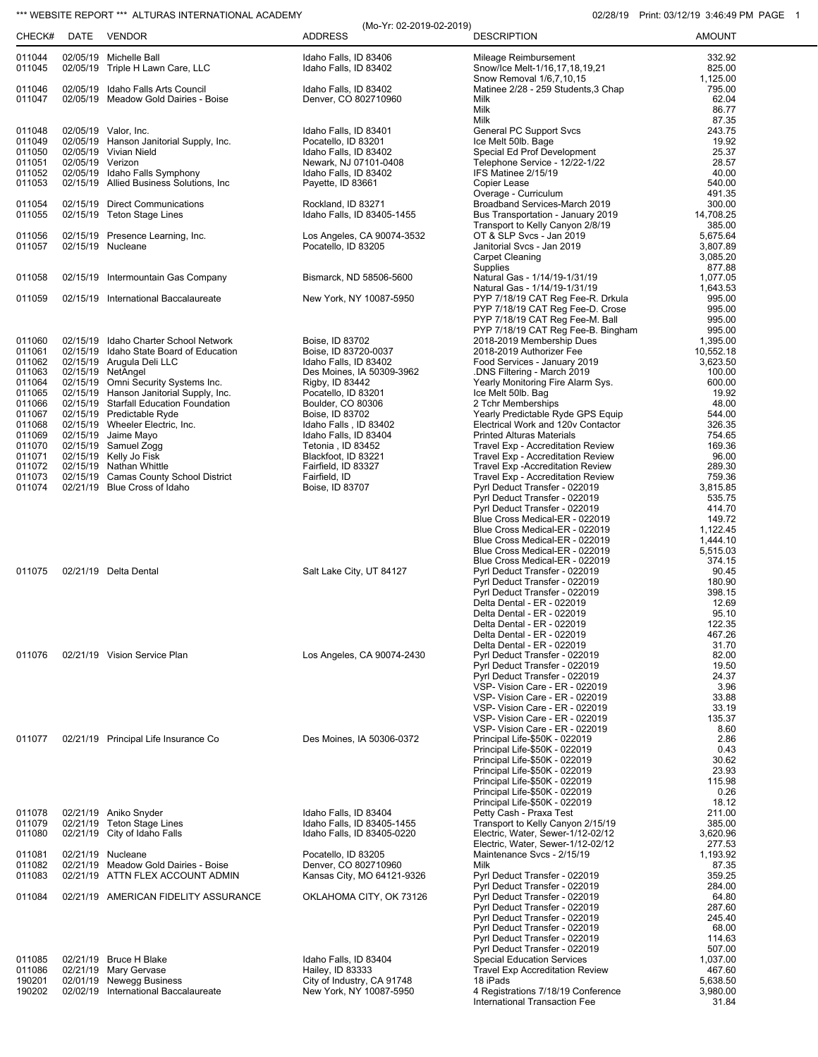*** WEBSITE REPORT *** ALTURAS INTERNATIONAL ACADEMY

(Mo-Yr: 02-2019-02-2019)

02/28/19 Print: 03/12/19 3:46:49 PM

| CHECK# | DATE | VENDOR | ADDRESS | DESCRIPTION | AMOUNT |
|---|---|---|---|---|---|
| 011044 | 02/05/19 | Michelle Ball | Idaho Falls, ID 83406 | Mileage Reimbursement | 332.92 |
| 011045 | 02/05/19 | Triple H Lawn Care, LLC | Idaho Falls, ID 83402 | Snow/Ice Melt-1/16,17,18,19,21 | 825.00 |
| | | | | Snow Removal 1/6,7,10,15 | 1,125.00 |
| 011046 | 02/05/19 | Idaho Falls Arts Council | Idaho Falls, ID 83402 | Matinee 2/28 - 259 Students,3 Chap | 795.00 |
| 011047 | 02/05/19 | Meadow Gold Dairies - Boise | Denver, CO 802710960 | Milk | 62.04 |
| | | | | Milk | 86.77 |
| | | | | Milk | 87.35 |
| 011048 | 02/05/19 | Valor, Inc. | Idaho Falls, ID 83401 | General PC Support Svcs | 243.75 |
| 011049 | 02/05/19 | Hanson Janitorial Supply, Inc. | Pocatello, ID 83201 | Ice Melt 50lb. Bage | 19.92 |
| 011050 | 02/05/19 | Vivian Nield | Idaho Falls, ID 83402 | Special Ed Prof Development | 25.37 |
| 011051 | 02/05/19 | Verizon | Newark, NJ 07101-0408 | Telephone Service - 12/22-1/22 | 28.57 |
| 011052 | 02/05/19 | Idaho Falls Symphony | Idaho Falls, ID 83402 | IFS Matinee 2/15/19 | 40.00 |
| 011053 | 02/15/19 | Allied Business Solutions, Inc | Payette, ID 83661 | Copier Lease | 540.00 |
| | | | | Overage - Curriculum | 491.35 |
| 011054 | 02/15/19 | Direct Communications | Rockland, ID 83271 | Broadband Services-March 2019 | 300.00 |
| 011055 | 02/15/19 | Teton Stage Lines | Idaho Falls, ID 83405-1455 | Bus Transportation - January 2019 | 14,708.25 |
| | | | | Transport to Kelly Canyon 2/8/19 | 385.00 |
| 011056 | 02/15/19 | Presence Learning, Inc. | Los Angeles, CA 90074-3532 | OT & SLP Svcs - Jan 2019 | 5,675.64 |
| 011057 | 02/15/19 | Nucleane | Pocatello, ID 83205 | Janitorial Svcs - Jan 2019 | 3,807.89 |
| | | | | Carpet Cleaning | 3,085.20 |
| | | | | Supplies | 877.88 |
| 011058 | 02/15/19 | Intermountain Gas Company | Bismarck, ND 58506-5600 | Natural Gas - 1/14/19-1/31/19 | 1,077.05 |
| | | | | Natural Gas - 1/14/19-1/31/19 | 1,643.53 |
| 011059 | 02/15/19 | International Baccalaureate | New York, NY 10087-5950 | PYP 7/18/19 CAT Reg Fee-R. Drkula | 995.00 |
| | | | | PYP 7/18/19 CAT Reg Fee-D. Crose | 995.00 |
| | | | | PYP 7/18/19 CAT Reg Fee-M. Ball | 995.00 |
| | | | | PYP 7/18/19 CAT Reg Fee-B. Bingham | 995.00 |
| 011060 | 02/15/19 | Idaho Charter School Network | Boise, ID 83702 | 2018-2019 Membership Dues | 1,395.00 |
| 011061 | 02/15/19 | Idaho State Board of Education | Boise, ID 83720-0037 | 2018-2019 Authorizer Fee | 10,552.18 |
| 011062 | 02/15/19 | Arugula Deli LLC | Idaho Falls, ID 83402 | Food Services - January 2019 | 3,623.50 |
| 011063 | 02/15/19 | NetAngel | Des Moines, IA 50309-3962 | .DNS Filtering - March 2019 | 100.00 |
| 011064 | 02/15/19 | Omni Security Systems Inc. | Rigby, ID 83442 | Yearly Monitoring Fire Alarm Sys. | 600.00 |
| 011065 | 02/15/19 | Hanson Janitorial Supply, Inc. | Pocatello, ID 83201 | Ice Melt 50lb. Bag | 19.92 |
| 011066 | 02/15/19 | Starfall Education Foundation | Boulder, CO 80306 | 2 Tchr Memberships | 48.00 |
| 011067 | 02/15/19 | Predictable Ryde | Boise, ID 83702 | Yearly Predictable Ryde GPS Equip | 544.00 |
| 011068 | 02/15/19 | Wheeler Electric, Inc. | Idaho Falls , ID 83402 | Electrical Work and 120v Contactor | 326.35 |
| 011069 | 02/15/19 | Jaime Mayo | Idaho Falls, ID 83404 | Printed Alturas Materials | 754.65 |
| 011070 | 02/15/19 | Samuel Zogg | Tetonia , ID 83452 | Travel Exp - Accreditation Review | 169.36 |
| 011071 | 02/15/19 | Kelly Jo Fisk | Blackfoot, ID 83221 | Travel Exp - Accreditation Review | 96.00 |
| 011072 | 02/15/19 | Nathan Whittle | Fairfield, ID 83327 | Travel Exp -Accreditation Review | 289.30 |
| 011073 | 02/15/19 | Camas County School District | Fairfield, ID | Travel Exp - Accreditation Review | 759.36 |
| 011074 | 02/21/19 | Blue Cross of Idaho | Boise, ID 83707 | Pyrl Deduct Transfer - 022019 | 3,815.85 |
| | | | | Pyrl Deduct Transfer - 022019 | 535.75 |
| | | | | Pyrl Deduct Transfer - 022019 | 414.70 |
| | | | | Blue Cross Medical-ER - 022019 | 149.72 |
| | | | | Blue Cross Medical-ER - 022019 | 1,122.45 |
| | | | | Blue Cross Medical-ER - 022019 | 1,444.10 |
| | | | | Blue Cross Medical-ER - 022019 | 5,515.03 |
| | | | | Blue Cross Medical-ER - 022019 | 374.15 |
| 011075 | 02/21/19 | Delta Dental | Salt Lake City, UT 84127 | Pyrl Deduct Transfer - 022019 | 90.45 |
| | | | | Pyrl Deduct Transfer - 022019 | 180.90 |
| | | | | Pyrl Deduct Transfer - 022019 | 398.15 |
| | | | | Delta Dental - ER - 022019 | 12.69 |
| | | | | Delta Dental - ER - 022019 | 95.10 |
| | | | | Delta Dental - ER - 022019 | 122.35 |
| | | | | Delta Dental - ER - 022019 | 467.26 |
| | | | | Delta Dental - ER - 022019 | 31.70 |
| 011076 | 02/21/19 | Vision Service Plan | Los Angeles, CA 90074-2430 | Pyrl Deduct Transfer - 022019 | 82.00 |
| | | | | Pyrl Deduct Transfer - 022019 | 19.50 |
| | | | | Pyrl Deduct Transfer - 022019 | 24.37 |
| | | | | VSP- Vision Care - ER - 022019 | 3.96 |
| | | | | VSP- Vision Care - ER - 022019 | 33.88 |
| | | | | VSP- Vision Care - ER - 022019 | 33.19 |
| | | | | VSP- Vision Care - ER - 022019 | 135.37 |
| | | | | VSP- Vision Care - ER - 022019 | 8.60 |
| 011077 | 02/21/19 | Principal Life Insurance Co | Des Moines, IA 50306-0372 | Principal Life-$50K - 022019 | 2.86 |
| | | | | Principal Life-$50K - 022019 | 0.43 |
| | | | | Principal Life-$50K - 022019 | 30.62 |
| | | | | Principal Life-$50K - 022019 | 23.93 |
| | | | | Principal Life-$50K - 022019 | 115.98 |
| | | | | Principal Life-$50K - 022019 | 0.26 |
| | | | | Principal Life-$50K - 022019 | 18.12 |
| 011078 | 02/21/19 | Aniko Snyder | Idaho Falls, ID 83404 | Petty Cash - Praxa Test | 211.00 |
| 011079 | 02/21/19 | Teton Stage Lines | Idaho Falls, ID 83405-1455 | Transport to Kelly Canyon 2/15/19 | 385.00 |
| 011080 | 02/21/19 | City of Idaho Falls | Idaho Falls, ID 83405-0220 | Electric, Water, Sewer-1/12-02/12 | 3,620.96 |
| | | | | Electric, Water, Sewer-1/12-02/12 | 277.53 |
| 011081 | 02/21/19 | Nucleane | Pocatello, ID 83205 | Maintenance Svcs - 2/15/19 | 1,193.92 |
| 011082 | 02/21/19 | Meadow Gold Dairies - Boise | Denver, CO 802710960 | Milk | 87.35 |
| 011083 | 02/21/19 | ATTN FLEX ACCOUNT ADMIN | Kansas City, MO 64121-9326 | Pyrl Deduct Transfer - 022019 | 359.25 |
| | | | | Pyrl Deduct Transfer - 022019 | 284.00 |
| 011084 | 02/21/19 | AMERICAN FIDELITY ASSURANCE | OKLAHOMA CITY, OK 73126 | Pyrl Deduct Transfer - 022019 | 64.80 |
| | | | | Pyrl Deduct Transfer - 022019 | 287.60 |
| | | | | Pyrl Deduct Transfer - 022019 | 245.40 |
| | | | | Pyrl Deduct Transfer - 022019 | 68.00 |
| | | | | Pyrl Deduct Transfer - 022019 | 114.63 |
| | | | | Pyrl Deduct Transfer - 022019 | 507.00 |
| 011085 | 02/21/19 | Bruce H Blake | Idaho Falls, ID 83404 | Special Education Services | 1,037.00 |
| 011086 | 02/21/19 | Mary Gervase | Hailey, ID 83333 | Travel Exp Accreditation Review | 467.60 |
| 190201 | 02/01/19 | Newegg Business | City of Industry, CA 91748 | 18 iPads | 5,638.50 |
| 190202 | 02/02/19 | International Baccalaureate | New York, NY 10087-5950 | 4 Registrations 7/18/19 Conference | 3,980.00 |
| | | | | International Transaction Fee | 31.84 |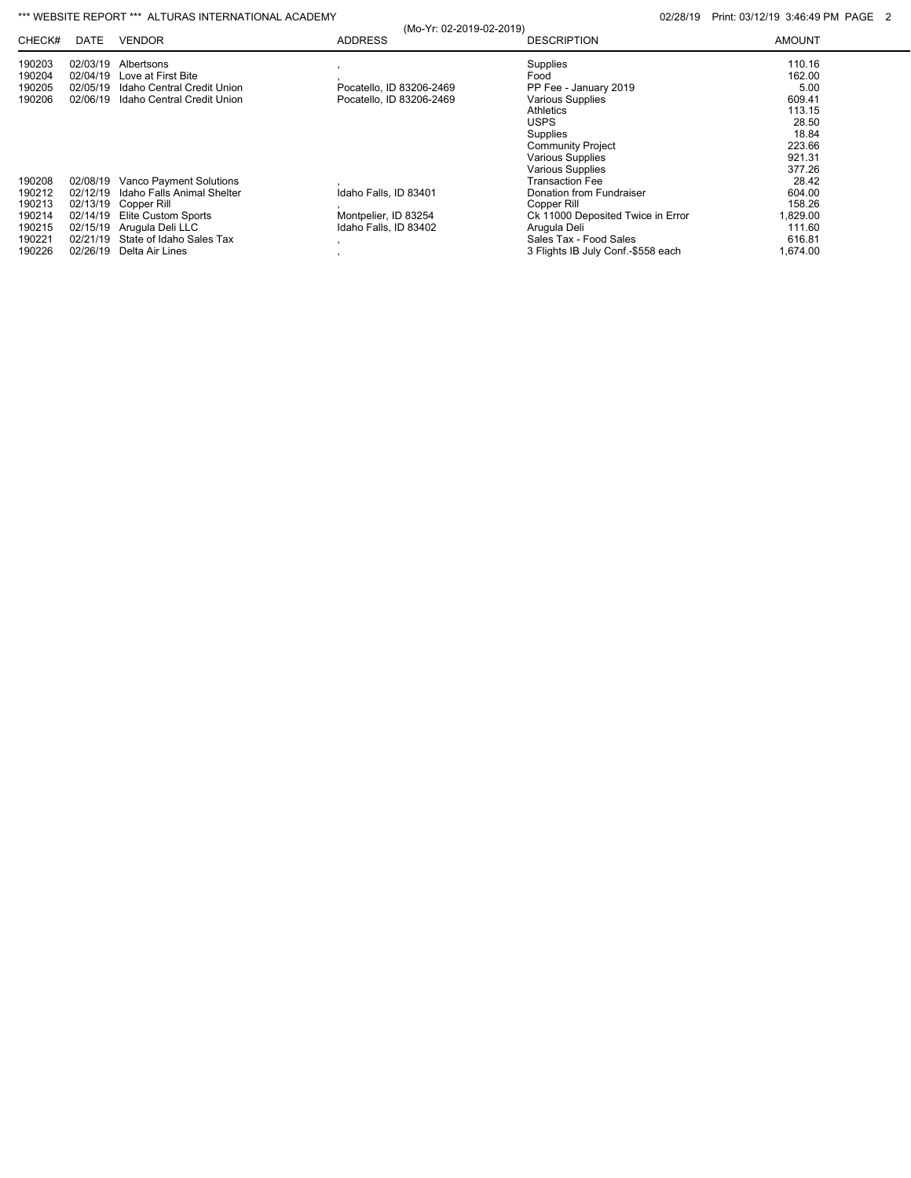| CHECK# | DATE | VENDOR | ADDRESS | DESCRIPTION | AMOUNT |
|---|---|---|---|---|---|
| 190203 | 02/03/19 | Albertsons | , | Supplies | 110.16 |
| 190204 | 02/04/19 | Love at First Bite | , | Food | 162.00 |
| 190205 | 02/05/19 | Idaho Central Credit Union | Pocatello, ID 83206-2469 | PP Fee - January 2019 | 5.00 |
| 190206 | 02/06/19 | Idaho Central Credit Union | Pocatello, ID 83206-2469 | Various Supplies | 609.41 |
| | | | | Athletics | 113.15 |
| | | | | USPS | 28.50 |
| | | | | Supplies | 18.84 |
| | | | | Community Project | 223.66 |
| | | | | Various Supplies | 921.31 |
| | | | | Various Supplies | 377.26 |
| 190208 | 02/08/19 | Vanco Payment Solutions | , | Transaction Fee | 28.42 |
| 190212 | 02/12/19 | Idaho Falls Animal Shelter | Idaho Falls, ID 83401 | Donation from Fundraiser | 604.00 |
| 190213 | 02/13/19 | Copper Rill | , | Copper Rill | 158.26 |
| 190214 | 02/14/19 | Elite Custom Sports | Montpelier, ID 83254 | Ck 11000 Deposited Twice in Error | 1,829.00 |
| 190215 | 02/15/19 | Arugula Deli LLC | Idaho Falls, ID 83402 | Arugula Deli | 111.60 |
| 190221 | 02/21/19 | State of Idaho Sales Tax | , | Sales Tax - Food Sales | 616.81 |
| 190226 | 02/26/19 | Delta Air Lines | , | 3 Flights IB July Conf.-$558 each | 1,674.00 |